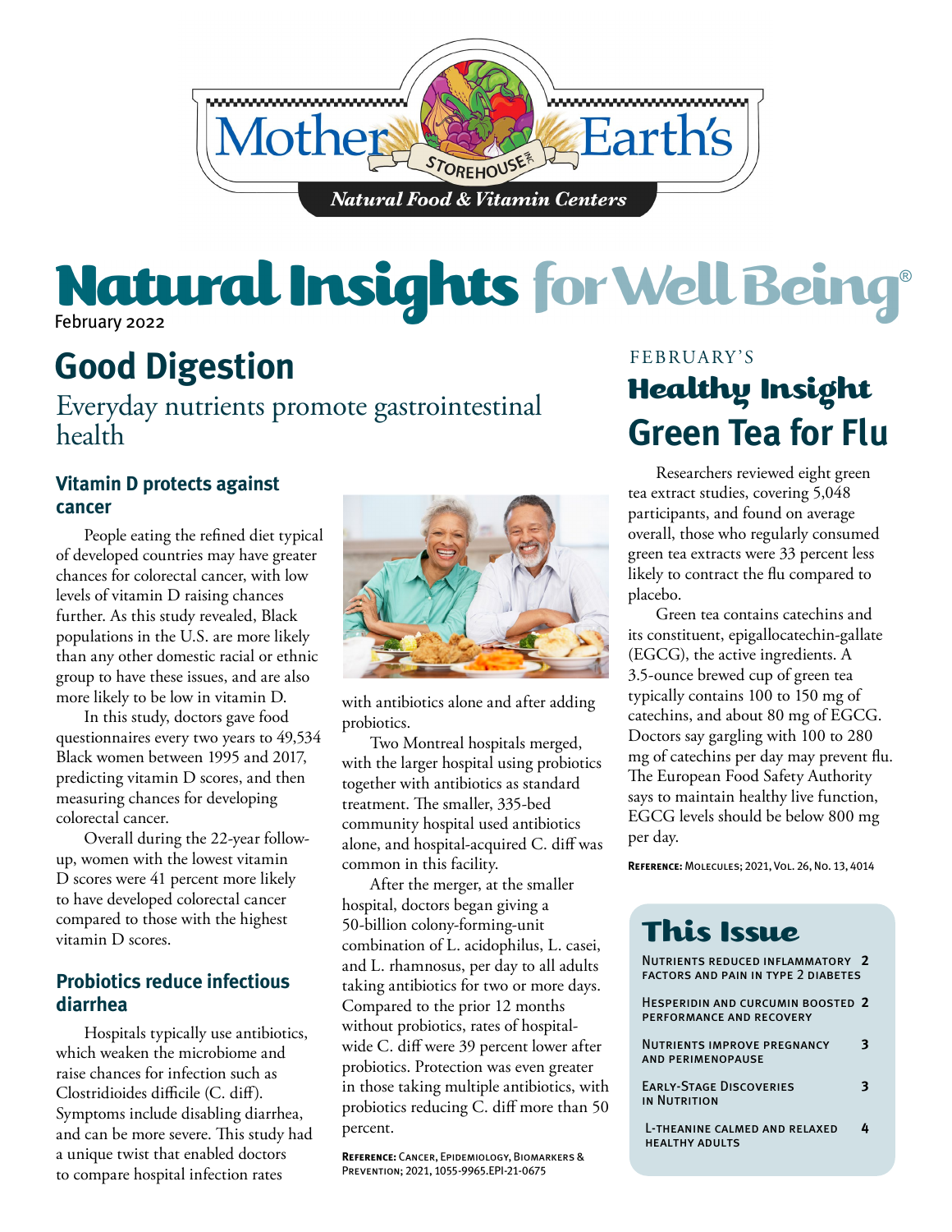Mother Earth's Storehouse

*Natural Food & Vitamin Centers*

# Natural Insights for Well Being®

February 2022

## Good Digestion

Everyday nutrients promote gastrointestinal health

### Vitamin D protects against cancer

People eating the refined diet typical of developed countries may have greater chances for colorectal cancer, with low levels of vitamin D raising chances further. As this study revealed, Black populations in the U.S. are more likely than any other domestic racial or ethnic group to have these issues, and are also more likely to be low in vitamin D.

In this study, doctors gave food questionnaires every two years to 49,534 Black women between 1995 and 2017, predicting vitamin D scores, and then measuring chances for developing colorectal cancer.

Overall during the 22-year follow-up, women with the lowest vitamin D scores were 41 percent more likely to have developed colorectal cancer compared to those with the highest vitamin D scores.

### Probiotics reduce infectious diarrhea

Hospitals typically use antibiotics, which weaken the microbiome and raise chances for infection such as Clostridioides difficile (C. diff). Symptoms include disabling diarrhea, and can be more severe. This study had a unique twist that enabled doctors to compare hospital infection rates with antibiotics alone and after adding probiotics.

Two Montreal hospitals merged, with the larger hospital using probiotics together with antibiotics as standard treatment. The smaller, 335-bed community hospital used antibiotics alone, and hospital-acquired C. diff was common in this facility.

After the merger, at the smaller hospital, doctors began giving a 50-billion colony-forming-unit combination of L. acidophilus, L. casei, and L. rhamnosus, per day to all adults taking antibiotics for two or more days. Compared to the prior 12 months without probiotics, rates of hospital-wide C. diff were 39 percent lower after probiotics. Protection was even greater in those taking multiple antibiotics, with probiotics reducing C. diff more than 50 percent.

**Reference:** Cancer, Epidemiology, Biomarkers & Prevention; 2021, 1055-9965.EPI-21-0675

FEBRUARY'S

## Healthy Insight
## Green Tea for Flu

Researchers reviewed eight green tea extract studies, covering 5,048 participants, and found on average overall, those who regularly consumed green tea extracts were 33 percent less likely to contract the flu compared to placebo.

Green tea contains catechins and its constituent, epigallocatechin-gallate (EGCG), the active ingredients. A 3.5-ounce brewed cup of green tea typically contains 100 to 150 mg of catechins, and about 80 mg of EGCG. Doctors say gargling with 100 to 280 mg of catechins per day may prevent flu. The European Food Safety Authority says to maintain healthy live function, EGCG levels should be below 800 mg per day.

**Reference:** Molecules; 2021, Vol. 26, No. 13, 4014

## This Issue

| | |
|---|---|
| Nutrients reduced inflammatory factors and pain in type 2 diabetes | 2 |
| Hesperidin and curcumin boosted performance and recovery | 2 |
| Nutrients improve pregnancy and perimenopause | 3 |
| Early-Stage Discoveries in Nutrition | 3 |
| L-theanine calmed and relaxed healthy adults | 4 |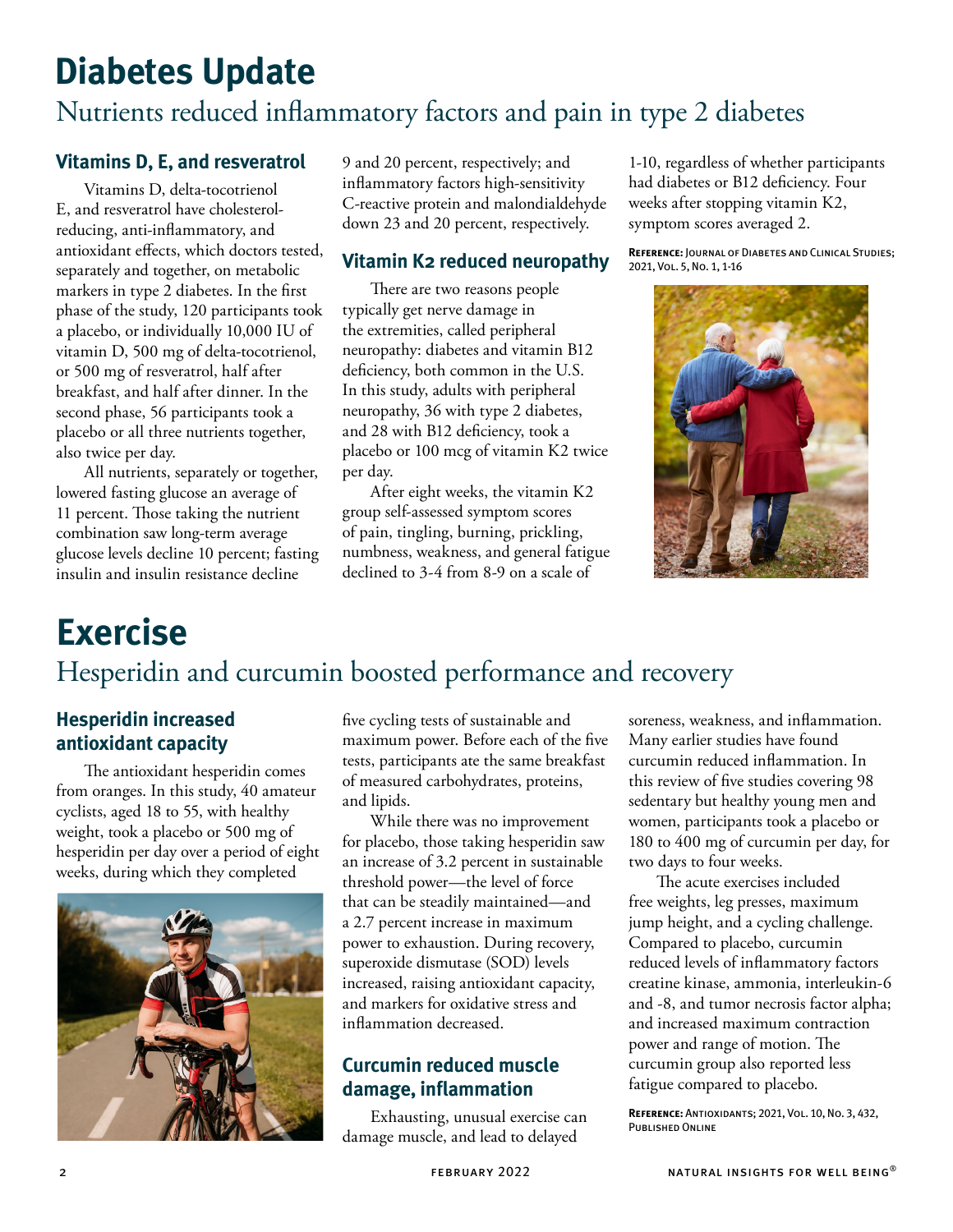# Diabetes Update

## Nutrients reduced inflammatory factors and pain in type 2 diabetes

### Vitamins D, E, and resveratrol

Vitamins D, delta-tocotrienol E, and resveratrol have cholesterol-reducing, anti-inflammatory, and antioxidant effects, which doctors tested, separately and together, on metabolic markers in type 2 diabetes. In the first phase of the study, 120 participants took a placebo, or individually 10,000 IU of vitamin D, 500 mg of delta-tocotrienol, or 500 mg of resveratrol, half after breakfast, and half after dinner. In the second phase, 56 participants took a placebo or all three nutrients together, also twice per day.

All nutrients, separately or together, lowered fasting glucose an average of 11 percent. Those taking the nutrient combination saw long-term average glucose levels decline 10 percent; fasting insulin and insulin resistance decline 9 and 20 percent, respectively; and inflammatory factors high-sensitivity C-reactive protein and malondialdehyde down 23 and 20 percent, respectively.

### Vitamin K2 reduced neuropathy

There are two reasons people typically get nerve damage in the extremities, called peripheral neuropathy: diabetes and vitamin B12 deficiency, both common in the U.S. In this study, adults with peripheral neuropathy, 36 with type 2 diabetes, and 28 with B12 deficiency, took a placebo or 100 mcg of vitamin K2 twice per day.

After eight weeks, the vitamin K2 group self-assessed symptom scores of pain, tingling, burning, prickling, numbness, weakness, and general fatigue declined to 3-4 from 8-9 on a scale of 1-10, regardless of whether participants had diabetes or B12 deficiency. Four weeks after stopping vitamin K2, symptom scores averaged 2.

**Reference:** Journal of Diabetes and Clinical Studies; 2021, Vol. 5, No. 1, 1-16

# Exercise

## Hesperidin and curcumin boosted performance and recovery

### Hesperidin increased antioxidant capacity

The antioxidant hesperidin comes from oranges. In this study, 40 amateur cyclists, aged 18 to 55, with healthy weight, took a placebo or 500 mg of hesperidin per day over a period of eight weeks, during which they completed five cycling tests of sustainable and maximum power. Before each of the five tests, participants ate the same breakfast of measured carbohydrates, proteins, and lipids.

While there was no improvement for placebo, those taking hesperidin saw an increase of 3.2 percent in sustainable threshold power—the level of force that can be steadily maintained—and a 2.7 percent increase in maximum power to exhaustion. During recovery, superoxide dismutase (SOD) levels increased, raising antioxidant capacity, and markers for oxidative stress and inflammation decreased.

### Curcumin reduced muscle damage, inflammation

Exhausting, unusual exercise can damage muscle, and lead to delayed soreness, weakness, and inflammation. Many earlier studies have found curcumin reduced inflammation. In this review of five studies covering 98 sedentary but healthy young men and women, participants took a placebo or 180 to 400 mg of curcumin per day, for two days to four weeks.

The acute exercises included free weights, leg presses, maximum jump height, and a cycling challenge. Compared to placebo, curcumin reduced levels of inflammatory factors creatine kinase, ammonia, interleukin-6 and -8, and tumor necrosis factor alpha; and increased maximum contraction power and range of motion. The curcumin group also reported less fatigue compared to placebo.

**Reference:** Antioxidants; 2021, Vol. 10, No. 3, 432, Published Online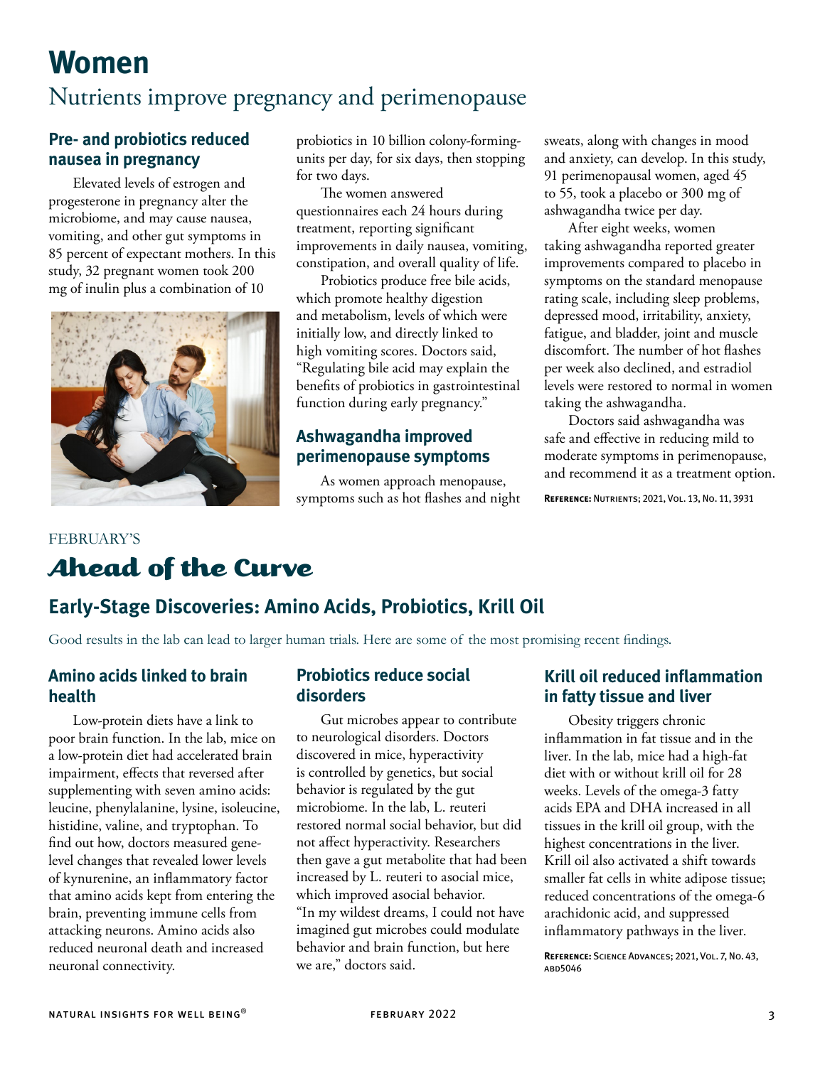# Women

Nutrients improve pregnancy and perimenopause

## Pre- and probiotics reduced nausea in pregnancy

Elevated levels of estrogen and progesterone in pregnancy alter the microbiome, and may cause nausea, vomiting, and other gut symptoms in 85 percent of expectant mothers. In this study, 32 pregnant women took 200 mg of inulin plus a combination of 10 probiotics in 10 billion colony-forming-units per day, for six days, then stopping for two days.

The women answered questionnaires each 24 hours during treatment, reporting significant improvements in daily nausea, vomiting, constipation, and overall quality of life.

Probiotics produce free bile acids, which promote healthy digestion and metabolism, levels of which were initially low, and directly linked to high vomiting scores. Doctors said, "Regulating bile acid may explain the benefits of probiotics in gastrointestinal function during early pregnancy."

## Ashwagandha improved perimenopause symptoms

As women approach menopause, symptoms such as hot flashes and night sweats, along with changes in mood and anxiety, can develop. In this study, 91 perimenopausal women, aged 45 to 55, took a placebo or 300 mg of ashwagandha twice per day.

After eight weeks, women taking ashwagandha reported greater improvements compared to placebo in symptoms on the standard menopause rating scale, including sleep problems, depressed mood, irritability, anxiety, fatigue, and bladder, joint and muscle discomfort. The number of hot flashes per week also declined, and estradiol levels were restored to normal in women taking the ashwagandha.

Doctors said ashwagandha was safe and effective in reducing mild to moderate symptoms in perimenopause, and recommend it as a treatment option.

**Reference:** Nutrients; 2021, Vol. 13, No. 11, 3931

FEBRUARY'S

# *Ahead of the Curve*

## Early-Stage Discoveries: Amino Acids, Probiotics, Krill Oil

Good results in the lab can lead to larger human trials. Here are some of the most promising recent findings.

### Amino acids linked to brain health

Low-protein diets have a link to poor brain function. In the lab, mice on a low-protein diet had accelerated brain impairment, effects that reversed after supplementing with seven amino acids: leucine, phenylalanine, lysine, isoleucine, histidine, valine, and tryptophan. To find out how, doctors measured gene-level changes that revealed lower levels of kynurenine, an inflammatory factor that amino acids kept from entering the brain, preventing immune cells from attacking neurons. Amino acids also reduced neuronal death and increased neuronal connectivity.

### Probiotics reduce social disorders

Gut microbes appear to contribute to neurological disorders. Doctors discovered in mice, hyperactivity is controlled by genetics, but social behavior is regulated by the gut microbiome. In the lab, L. reuteri restored normal social behavior, but did not affect hyperactivity. Researchers then gave a gut metabolite that had been increased by L. reuteri to asocial mice, which improved asocial behavior. "In my wildest dreams, I could not have imagined gut microbes could modulate behavior and brain function, but here we are," doctors said.

### Krill oil reduced inflammation in fatty tissue and liver

Obesity triggers chronic inflammation in fat tissue and in the liver. In the lab, mice had a high-fat diet with or without krill oil for 28 weeks. Levels of the omega-3 fatty acids EPA and DHA increased in all tissues in the krill oil group, with the highest concentrations in the liver. Krill oil also activated a shift towards smaller fat cells in white adipose tissue; reduced concentrations of the omega-6 arachidonic acid, and suppressed inflammatory pathways in the liver.

**Reference:** Science Advances; 2021, Vol. 7, No. 43, abd5046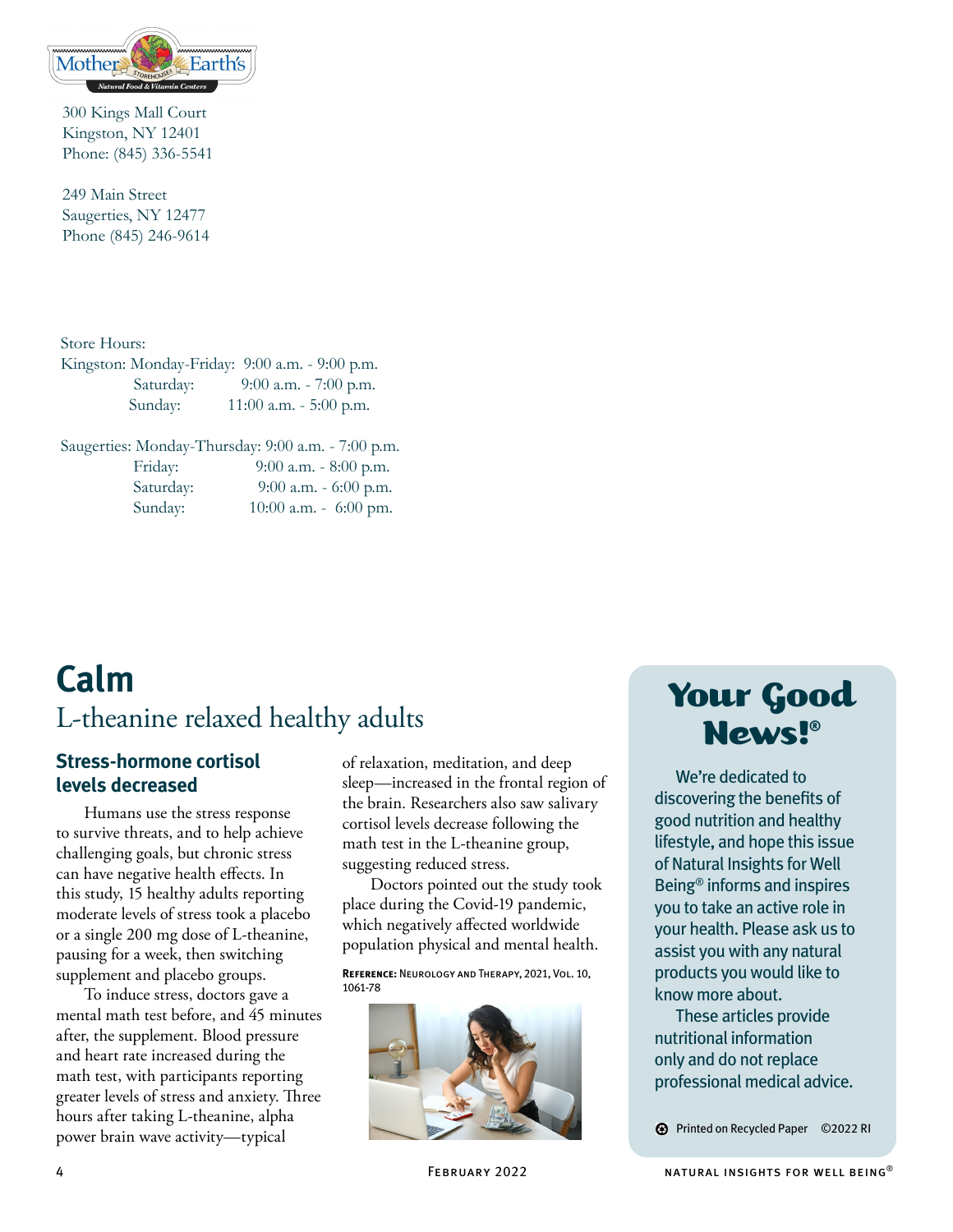300 Kings Mall Court
Kingston, NY 12401
Phone: (845) 336-5541

249 Main Street
Saugerties, NY 12477
Phone (845) 246-9614

Store Hours:
Kingston: Monday-Friday: 9:00 a.m. - 9:00 p.m.
Saturday: 9:00 a.m. - 7:00 p.m.
Sunday: 11:00 a.m. - 5:00 p.m.

Saugerties: Monday-Thursday: 9:00 a.m. - 7:00 p.m.
Friday: 9:00 a.m. - 8:00 p.m.
Saturday: 9:00 a.m. - 6:00 p.m.
Sunday: 10:00 a.m. - 6:00 pm.

# Calm

## L-theanine relaxed healthy adults

### Stress-hormone cortisol levels decreased

Humans use the stress response to survive threats, and to help achieve challenging goals, but chronic stress can have negative health effects. In this study, 15 healthy adults reporting moderate levels of stress took a placebo or a single 200 mg dose of L-theanine, pausing for a week, then switching supplement and placebo groups.

To induce stress, doctors gave a mental math test before, and 45 minutes after, the supplement. Blood pressure and heart rate increased during the math test, with participants reporting greater levels of stress and anxiety. Three hours after taking L-theanine, alpha power brain wave activity—typical of relaxation, meditation, and deep sleep—increased in the frontal region of the brain. Researchers also saw salivary cortisol levels decrease following the math test in the L-theanine group, suggesting reduced stress.

Doctors pointed out the study took place during the Covid-19 pandemic, which negatively affected worldwide population physical and mental health.

**Reference:** Neurology and Therapy, 2021, Vol. 10, 1061-78

## Your Good News!®

We're dedicated to discovering the benefits of good nutrition and healthy lifestyle, and hope this issue of Natural Insights for Well Being® informs and inspires you to take an active role in your health. Please ask us to assist you with any natural products you would like to know more about.

These articles provide nutritional information only and do not replace professional medical advice.

Printed on Recycled Paper ©2022 RI